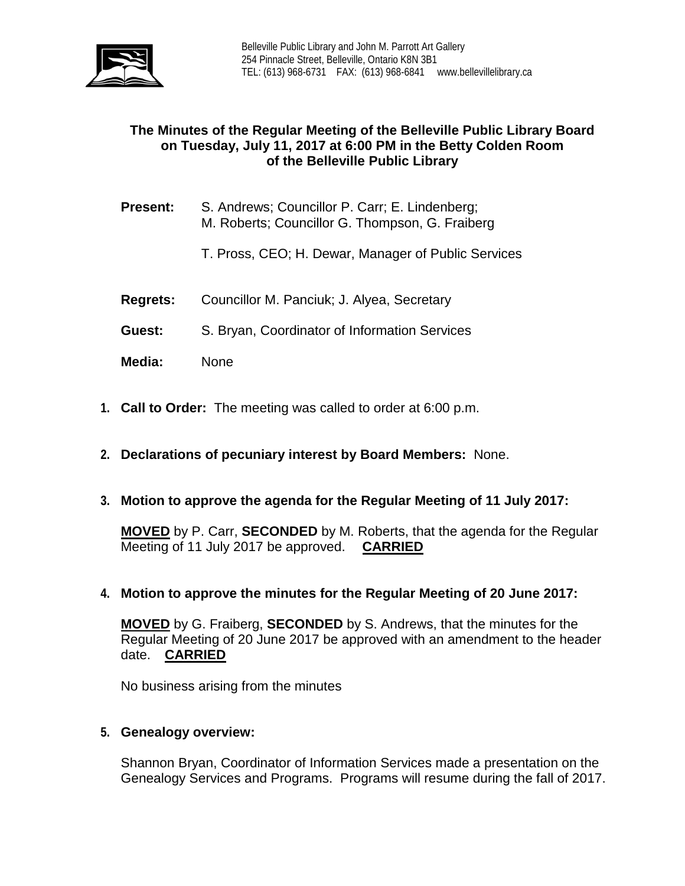Belleville Public Library and John M. Parrott Art Gallery
254 Pinnacle Street, Belleville, Ontario K8N 3B1
TEL: (613) 968-6731 FAX: (613) 968-6841 www.bellevillelibrary.ca

## The Minutes of the Regular Meeting of the Belleville Public Library Board on Tuesday, July 11, 2017 at 6:00 PM in the Betty Colden Room of the Belleville Public Library

**Present:** S. Andrews; Councillor P. Carr; E. Lindenberg; M. Roberts; Councillor G. Thompson, G. Fraiberg

T. Pross, CEO; H. Dewar, Manager of Public Services

**Regrets:** Councillor M. Panciuk; J. Alyea, Secretary

**Guest:** S. Bryan, Coordinator of Information Services

**Media:** None

1. **Call to Order:** The meeting was called to order at 6:00 p.m.

2. **Declarations of pecuniary interest by Board Members:** None.

3. **Motion to approve the agenda for the Regular Meeting of 11 July 2017:**

   **MOVED** by P. Carr, **SECONDED** by M. Roberts, that the agenda for the Regular Meeting of 11 July 2017 be approved. **CARRIED**

4. **Motion to approve the minutes for the Regular Meeting of 20 June 2017:**

   **MOVED** by G. Fraiberg, **SECONDED** by S. Andrews, that the minutes for the Regular Meeting of 20 June 2017 be approved with an amendment to the header date. **CARRIED**

   No business arising from the minutes

5. **Genealogy overview:**

   Shannon Bryan, Coordinator of Information Services made a presentation on the Genealogy Services and Programs. Programs will resume during the fall of 2017.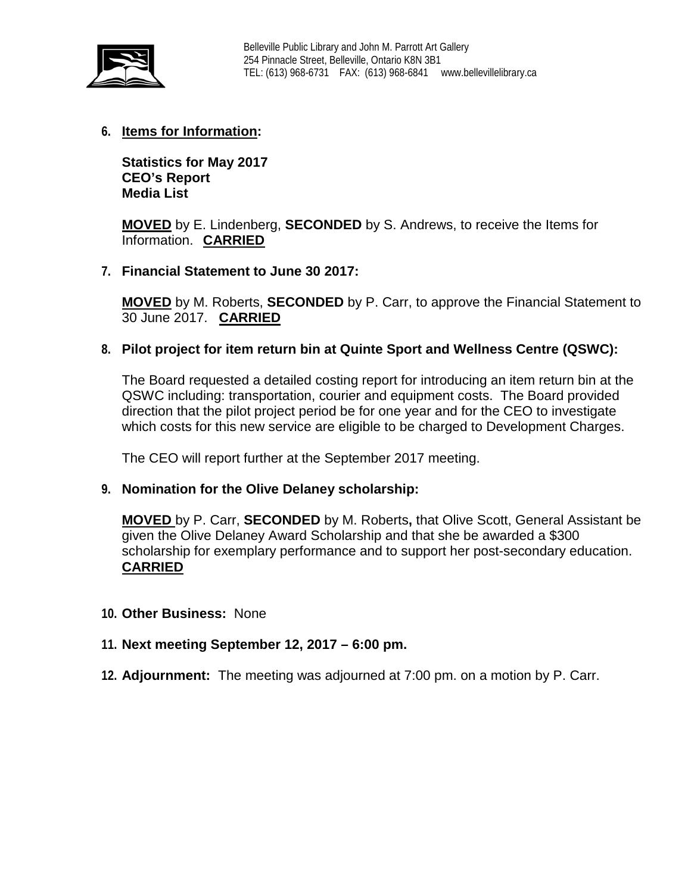Belleville Public Library and John M. Parrott Art Gallery
254 Pinnacle Street, Belleville, Ontario K8N 3B1
TEL: (613) 968-6731 FAX: (613) 968-6841 www.bellevillelibrary.ca

6. **Items for Information:**

   **Statistics for May 2017**
   **CEO's Report**
   **Media List**

   **MOVED** by E. Lindenberg, **SECONDED** by S. Andrews, to receive the Items for Information. **CARRIED**

7. **Financial Statement to June 30 2017:**

   **MOVED** by M. Roberts, **SECONDED** by P. Carr, to approve the Financial Statement to 30 June 2017. **CARRIED**

8. **Pilot project for item return bin at Quinte Sport and Wellness Centre (QSWC):**

   The Board requested a detailed costing report for introducing an item return bin at the QSWC including: transportation, courier and equipment costs. The Board provided direction that the pilot project period be for one year and for the CEO to investigate which costs for this new service are eligible to be charged to Development Charges.

   The CEO will report further at the September 2017 meeting.

9. **Nomination for the Olive Delaney scholarship:**

   **MOVED** by P. Carr, **SECONDED** by M. Roberts**,** that Olive Scott, General Assistant be given the Olive Delaney Award Scholarship and that she be awarded a $300 scholarship for exemplary performance and to support her post-secondary education. **CARRIED**

10. **Other Business:** None

11. **Next meeting September 12, 2017 – 6:00 pm.**

12. **Adjournment:** The meeting was adjourned at 7:00 pm. on a motion by P. Carr.